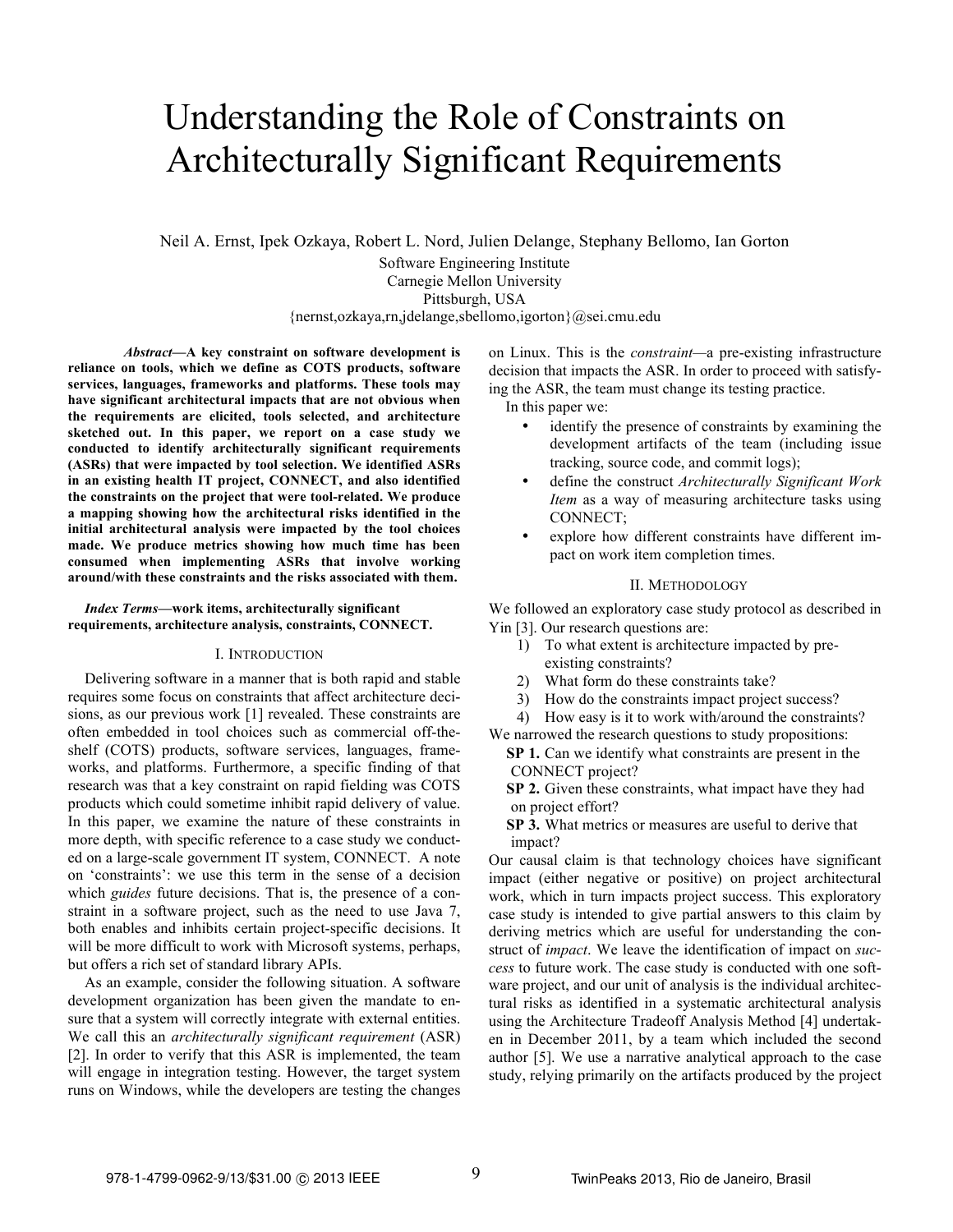# Understanding the Role of Constraints on Architecturally Significant Requirements

Neil A. Ernst, Ipek Ozkaya, Robert L. Nord, Julien Delange, Stephany Bellomo, Ian Gorton

Software Engineering Institute
Carnegie Mellon University
Pittsburgh, USA
{nernst,ozkaya,rn,jdelange,sbellomo,igorton}@sei.cmu.edu

***Abstract*—A key constraint on software development is reliance on tools, which we define as COTS products, software services, languages, frameworks and platforms. These tools may have significant architectural impacts that are not obvious when the requirements are elicited, tools selected, and architecture sketched out. In this paper, we report on a case study we conducted to identify architecturally significant requirements (ASRs) that were impacted by tool selection. We identified ASRs in an existing health IT project, CONNECT, and also identified the constraints on the project that were tool-related. We produce a mapping showing how the architectural risks identified in the initial architectural analysis were impacted by the tool choices made. We produce metrics showing how much time has been consumed when implementing ASRs that involve working around/with these constraints and the risks associated with them.**

***Index Terms*—work items, architecturally significant requirements, architecture analysis, constraints, CONNECT.**

## I. Introduction

Delivering software in a manner that is both rapid and stable requires some focus on constraints that affect architecture decisions, as our previous work [1] revealed. These constraints are often embedded in tool choices such as commercial off-the-shelf (COTS) products, software services, languages, frameworks, and platforms. Furthermore, a specific finding of that research was that a key constraint on rapid fielding was COTS products which could sometime inhibit rapid delivery of value. In this paper, we examine the nature of these constraints in more depth, with specific reference to a case study we conducted on a large-scale government IT system, CONNECT. A note on 'constraints': we use this term in the sense of a decision which *guides* future decisions. That is, the presence of a constraint in a software project, such as the need to use Java 7, both enables and inhibits certain project-specific decisions. It will be more difficult to work with Microsoft systems, perhaps, but offers a rich set of standard library APIs.

As an example, consider the following situation. A software development organization has been given the mandate to ensure that a system will correctly integrate with external entities. We call this an *architecturally significant requirement* (ASR) [2]. In order to verify that this ASR is implemented, the team will engage in integration testing. However, the target system runs on Windows, while the developers are testing the changes on Linux. This is the *constraint*—a pre-existing infrastructure decision that impacts the ASR. In order to proceed with satisfying the ASR, the team must change its testing practice.

In this paper we:

- identify the presence of constraints by examining the development artifacts of the team (including issue tracking, source code, and commit logs);
- define the construct *Architecturally Significant Work Item* as a way of measuring architecture tasks using CONNECT;
- explore how different constraints have different impact on work item completion times.

## II. Methodology

We followed an exploratory case study protocol as described in Yin [3]. Our research questions are:

1) To what extent is architecture impacted by pre-existing constraints?
2) What form do these constraints take?
3) How do the constraints impact project success?
4) How easy is it to work with/around the constraints?

We narrowed the research questions to study propositions:

**SP 1.** Can we identify what constraints are present in the CONNECT project?

**SP 2.** Given these constraints, what impact have they had on project effort?

**SP 3.** What metrics or measures are useful to derive that impact?

Our causal claim is that technology choices have significant impact (either negative or positive) on project architectural work, which in turn impacts project success. This exploratory case study is intended to give partial answers to this claim by deriving metrics which are useful for understanding the construct of *impact*. We leave the identification of impact on *success* to future work. The case study is conducted with one software project, and our unit of analysis is the individual architectural risks as identified in a systematic architectural analysis using the Architecture Tradeoff Analysis Method [4] undertaken in December 2011, by a team which included the second author [5]. We use a narrative analytical approach to the case study, relying primarily on the artifacts produced by the project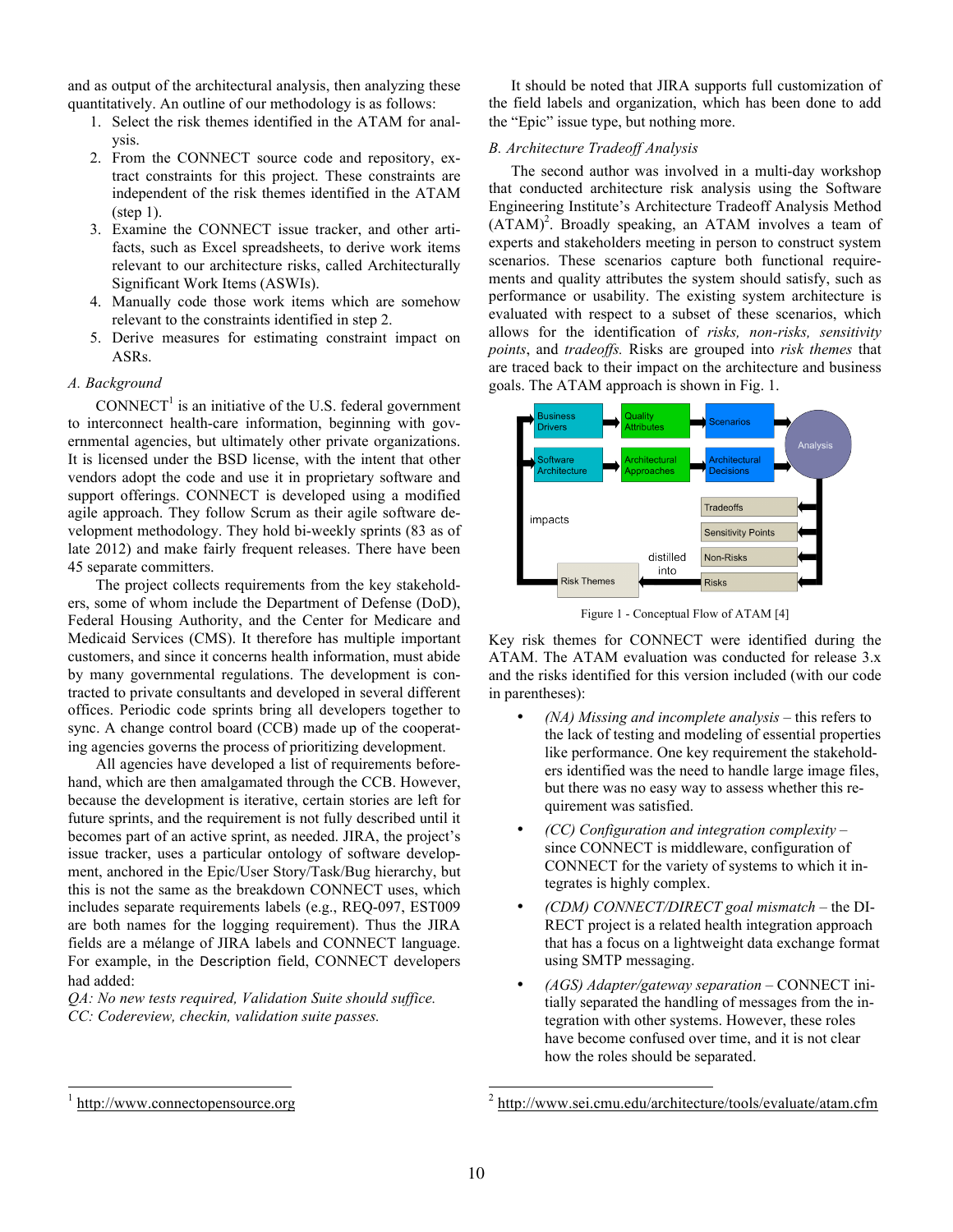and as output of the architectural analysis, then analyzing these quantitatively. An outline of our methodology is as follows:

1. Select the risk themes identified in the ATAM for analysis.
2. From the CONNECT source code and repository, extract constraints for this project. These constraints are independent of the risk themes identified in the ATAM (step 1).
3. Examine the CONNECT issue tracker, and other artifacts, such as Excel spreadsheets, to derive work items relevant to our architecture risks, called Architecturally Significant Work Items (ASWIs).
4. Manually code those work items which are somehow relevant to the constraints identified in step 2.
5. Derive measures for estimating constraint impact on ASRs.

### A. Background

CONNECT[1] is an initiative of the U.S. federal government to interconnect health-care information, beginning with governmental agencies, but ultimately other private organizations. It is licensed under the BSD license, with the intent that other vendors adopt the code and use it in proprietary software and support offerings. CONNECT is developed using a modified agile approach. They follow Scrum as their agile software development methodology. They hold bi-weekly sprints (83 as of late 2012) and make fairly frequent releases. There have been 45 separate committers.

The project collects requirements from the key stakeholders, some of whom include the Department of Defense (DoD), Federal Housing Authority, and the Center for Medicare and Medicaid Services (CMS). It therefore has multiple important customers, and since it concerns health information, must abide by many governmental regulations. The development is contracted to private consultants and developed in several different offices. Periodic code sprints bring all developers together to sync. A change control board (CCB) made up of the cooperating agencies governs the process of prioritizing development.

All agencies have developed a list of requirements beforehand, which are then amalgamated through the CCB. However, because the development is iterative, certain stories are left for future sprints, and the requirement is not fully described until it becomes part of an active sprint, as needed. JIRA, the project's issue tracker, uses a particular ontology of software development, anchored in the Epic/User Story/Task/Bug hierarchy, but this is not the same as the breakdown CONNECT uses, which includes separate requirements labels (e.g., REQ-097, EST009 are both names for the logging requirement). Thus the JIRA fields are a mélange of JIRA labels and CONNECT language. For example, in the Description field, CONNECT developers had added:

*QA: No new tests required, Validation Suite should suffice.*
*CC: Codereview, checkin, validation suite passes.*

It should be noted that JIRA supports full customization of the field labels and organization, which has been done to add the "Epic" issue type, but nothing more.

### B. Architecture Tradeoff Analysis

The second author was involved in a multi-day workshop that conducted architecture risk analysis using the Software Engineering Institute's Architecture Tradeoff Analysis Method (ATAM)[2]. Broadly speaking, an ATAM involves a team of experts and stakeholders meeting in person to construct system scenarios. These scenarios capture both functional requirements and quality attributes the system should satisfy, such as performance or usability. The existing system architecture is evaluated with respect to a subset of these scenarios, which allows for the identification of *risks, non-risks, sensitivity points*, and *tradeoffs.* Risks are grouped into *risk themes* that are traced back to their impact on the architecture and business goals. The ATAM approach is shown in Fig. 1.

Business Drivers
Quality Attributes
Scenarios
Software Architecture
Architectural Approaches
Architectural Decisions
Analysis
Tradeoffs
Sensitivity Points
Non-Risks
Risks
impacts
distilled into
Risk Themes

Figure 1 - Conceptual Flow of ATAM [4]

Key risk themes for CONNECT were identified during the ATAM. The ATAM evaluation was conducted for release 3.x and the risks identified for this version included (with our code in parentheses):

- *(NA) Missing and incomplete analysis* – this refers to the lack of testing and modeling of essential properties like performance. One key requirement the stakeholders identified was the need to handle large image files, but there was no easy way to assess whether this requirement was satisfied.
- *(CC) Configuration and integration complexity* – since CONNECT is middleware, configuration of CONNECT for the variety of systems to which it integrates is highly complex.
- *(CDM) CONNECT/DIRECT goal mismatch* – the DIRECT project is a related health integration approach that has a focus on a lightweight data exchange format using SMTP messaging.
- *(AGS) Adapter/gateway separation* – CONNECT initially separated the handling of messages from the integration with other systems. However, these roles have become confused over time, and it is not clear how the roles should be separated.

[1] http://www.connectopensource.org

[2] http://www.sei.cmu.edu/architecture/tools/evaluate/atam.cfm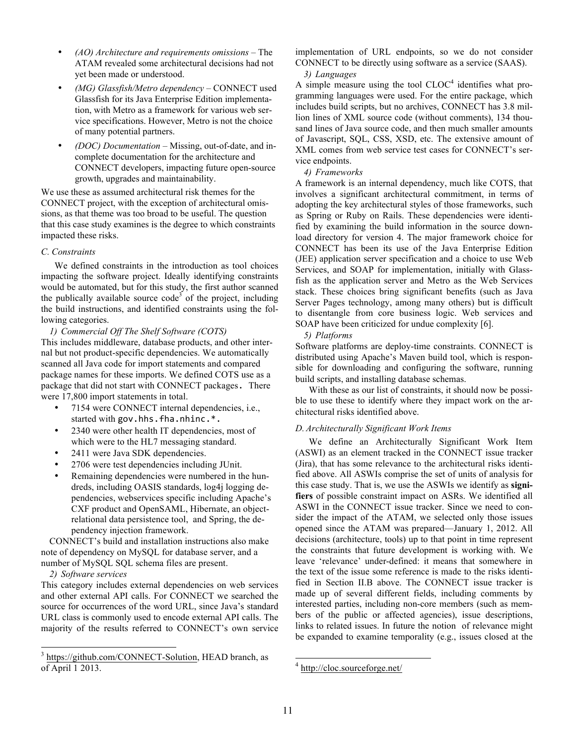- *(AO) Architecture and requirements omissions* – The ATAM revealed some architectural decisions had not yet been made or understood.
- *(MG) Glassfish/Metro dependency* – CONNECT used Glassfish for its Java Enterprise Edition implementation, with Metro as a framework for various web service specifications. However, Metro is not the choice of many potential partners.
- *(DOC) Documentation* – Missing, out-of-date, and incomplete documentation for the architecture and CONNECT developers, impacting future open-source growth, upgrades and maintainability.

We use these as assumed architectural risk themes for the CONNECT project, with the exception of architectural omissions, as that theme was too broad to be useful. The question that this case study examines is the degree to which constraints impacted these risks.

### *C. Constraints*

We defined constraints in the introduction as tool choices impacting the software project. Ideally identifying constraints would be automated, but for this study, the first author scanned the publically available source code[3] of the project, including the build instructions, and identified constraints using the following categories.

#### *1) Commercial Off The Shelf Software (COTS)*

This includes middleware, database products, and other internal but not product-specific dependencies. We automatically scanned all Java code for import statements and compared package names for these imports. We defined COTS use as a package that did not start with CONNECT packages. There were 17,800 import statements in total.

- 7154 were CONNECT internal dependencies, i.e., started with `gov.hhs.fha.nhinc.*`.
- 2340 were other health IT dependencies, most of which were to the HL7 messaging standard.
- 2411 were Java SDK dependencies.
- 2706 were test dependencies including JUnit.
- Remaining dependencies were numbered in the hundreds, including OASIS standards, log4j logging dependencies, webservices specific including Apache's CXF product and OpenSAML, Hibernate, an object-relational data persistence tool, and Spring, the dependency injection framework.

CONNECT's build and installation instructions also make note of dependency on MySQL for database server, and a number of MySQL SQL schema files are present.

#### *2) Software services*

This category includes external dependencies on web services and other external API calls. For CONNECT we searched the source for occurrences of the word URL, since Java's standard URL class is commonly used to encode external API calls. The majority of the results referred to CONNECT's own service implementation of URL endpoints, so we do not consider CONNECT to be directly using software as a service (SAAS).

#### *3) Languages*

A simple measure using the tool CLOC[4] identifies what programming languages were used. For the entire package, which includes build scripts, but no archives, CONNECT has 3.8 million lines of XML source code (without comments), 134 thousand lines of Java source code, and then much smaller amounts of Javascript, SQL, CSS, XSD, etc. The extensive amount of XML comes from web service test cases for CONNECT's service endpoints.

#### *4) Frameworks*

A framework is an internal dependency, much like COTS, that involves a significant architectural commitment, in terms of adopting the key architectural styles of those frameworks, such as Spring or Ruby on Rails. These dependencies were identified by examining the build information in the source download directory for version 4. The major framework choice for CONNECT has been its use of the Java Enterprise Edition (JEE) application server specification and a choice to use Web Services, and SOAP for implementation, initially with Glassfish as the application server and Metro as the Web Services stack. These choices bring significant benefits (such as Java Server Pages technology, among many others) but is difficult to disentangle from core business logic. Web services and SOAP have been criticized for undue complexity [6].

#### *5) Platforms*

Software platforms are deploy-time constraints. CONNECT is distributed using Apache's Maven build tool, which is responsible for downloading and configuring the software, running build scripts, and installing database schemas.

With these as our list of constraints, it should now be possible to use these to identify where they impact work on the architectural risks identified above.

### *D. Architecturally Significant Work Items*

We define an Architecturally Significant Work Item (ASWI) as an element tracked in the CONNECT issue tracker (Jira), that has some relevance to the architectural risks identified above. All ASWIs comprise the set of units of analysis for this case study. That is, we use the ASWIs we identify as **signifiers** of possible constraint impact on ASRs. We identified all ASWI in the CONNECT issue tracker. Since we need to consider the impact of the ATAM, we selected only those issues opened since the ATAM was prepared—January 1, 2012. All decisions (architecture, tools) up to that point in time represent the constraints that future development is working with. We leave 'relevance' under-defined: it means that somewhere in the text of the issue some reference is made to the risks identified in Section II.B above. The CONNECT issue tracker is made up of several different fields, including comments by interested parties, including non-core members (such as members of the public or affected agencies), issue descriptions, links to related issues. In future the notion of relevance might be expanded to examine temporality (e.g., issues closed at the

---

[3] https://github.com/CONNECT-Solution, HEAD branch, as of April 1 2013.

[4] http://cloc.sourceforge.net/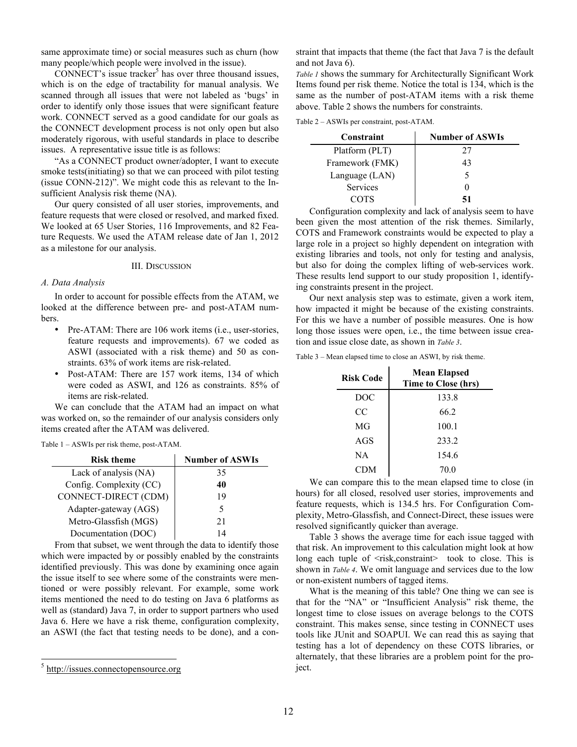same approximate time) or social measures such as churn (how many people/which people were involved in the issue).

CONNECT's issue tracker[5] has over three thousand issues, which is on the edge of tractability for manual analysis. We scanned through all issues that were not labeled as 'bugs' in order to identify only those issues that were significant feature work. CONNECT served as a good candidate for our goals as the CONNECT development process is not only open but also moderately rigorous, with useful standards in place to describe issues. A representative issue title is as follows:

"As a CONNECT product owner/adopter, I want to execute smoke tests(initiating) so that we can proceed with pilot testing (issue CONN-212)". We might code this as relevant to the Insufficient Analysis risk theme (NA).

Our query consisted of all user stories, improvements, and feature requests that were closed or resolved, and marked fixed. We looked at 65 User Stories, 116 Improvements, and 82 Feature Requests. We used the ATAM release date of Jan 1, 2012 as a milestone for our analysis.

## III. Discussion

### A. Data Analysis

In order to account for possible effects from the ATAM, we looked at the difference between pre- and post-ATAM numbers.

- Pre-ATAM: There are 106 work items (i.e., user-stories, feature requests and improvements). 67 we coded as ASWI (associated with a risk theme) and 50 as constraints. 63% of work items are risk-related.
- Post-ATAM: There are 157 work items, 134 of which were coded as ASWI, and 126 as constraints. 85% of items are risk-related.

We can conclude that the ATAM had an impact on what was worked on, so the remainder of our analysis considers only items created after the ATAM was delivered.

Table 1 – ASWIs per risk theme, post-ATAM.

| Risk theme | Number of ASWIs |
|---|---|
| Lack of analysis (NA) | 35 |
| Config. Complexity (CC) | **40** |
| CONNECT-DIRECT (CDM) | 19 |
| Adapter-gateway (AGS) | 5 |
| Metro-Glassfish (MGS) | 21 |
| Documentation (DOC) | 14 |

From that subset, we went through the data to identify those which were impacted by or possibly enabled by the constraints identified previously. This was done by examining once again the issue itself to see where some of the constraints were mentioned or were possibly relevant. For example, some work items mentioned the need to do testing on Java 6 platforms as well as (standard) Java 7, in order to support partners who used Java 6. Here we have a risk theme, configuration complexity, an ASWI (the fact that testing needs to be done), and a constraint that impacts that theme (the fact that Java 7 is the default and not Java 6).

*Table 1* shows the summary for Architecturally Significant Work Items found per risk theme. Notice the total is 134, which is the same as the number of post-ATAM items with a risk theme above. Table 2 shows the numbers for constraints.

Table 2 – ASWIs per constraint, post-ATAM.

| Constraint | Number of ASWIs |
|---|---|
| Platform (PLT) | 27 |
| Framework (FMK) | 43 |
| Language (LAN) | 5 |
| Services | 0 |
| COTS | **51** |

Configuration complexity and lack of analysis seem to have been given the most attention of the risk themes. Similarly, COTS and Framework constraints would be expected to play a large role in a project so highly dependent on integration with existing libraries and tools, not only for testing and analysis, but also for doing the complex lifting of web-services work. These results lend support to our study proposition 1, identifying constraints present in the project.

Our next analysis step was to estimate, given a work item, how impacted it might be because of the existing constraints. For this we have a number of possible measures. One is how long those issues were open, i.e., the time between issue creation and issue close date, as shown in *Table 3*.

Table 3 – Mean elapsed time to close an ASWI, by risk theme.

| Risk Code | Mean Elapsed Time to Close (hrs) |
|---|---|
| DOC | 133.8 |
| CC | 66.2 |
| MG | 100.1 |
| AGS | 233.2 |
| NA | 154.6 |
| CDM | 70.0 |

We can compare this to the mean elapsed time to close (in hours) for all closed, resolved user stories, improvements and feature requests, which is 134.5 hrs. For Configuration Complexity, Metro-Glassfish, and Connect-Direct, these issues were resolved significantly quicker than average.

Table 3 shows the average time for each issue tagged with that risk. An improvement to this calculation might look at how long each tuple of <risk,constraint> took to close. This is shown in *Table 4*. We omit language and services due to the low or non-existent numbers of tagged items.

What is the meaning of this table? One thing we can see is that for the "NA" or "Insufficient Analysis" risk theme, the longest time to close issues on average belongs to the COTS constraint. This makes sense, since testing in CONNECT uses tools like JUnit and SOAPUI. We can read this as saying that testing has a lot of dependency on these COTS libraries, or alternately, that these libraries are a problem point for the project.

[5] http://issues.connectopensource.org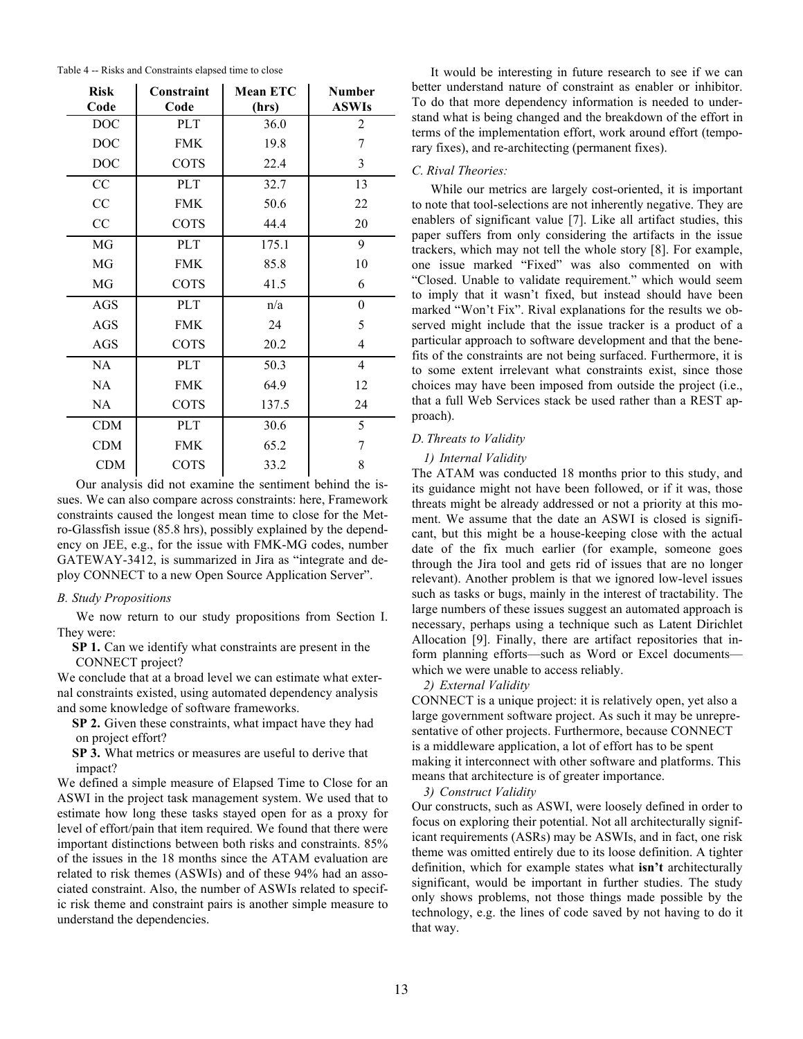Table 4 -- Risks and Constraints elapsed time to close

| Risk Code | Constraint Code | Mean ETC (hrs) | Number ASWIs |
|---|---|---|---|
| DOC | PLT | 36.0 | 2 |
| DOC | FMK | 19.8 | 7 |
| DOC | COTS | 22.4 | 3 |
| CC | PLT | 32.7 | 13 |
| CC | FMK | 50.6 | 22 |
| CC | COTS | 44.4 | 20 |
| MG | PLT | 175.1 | 9 |
| MG | FMK | 85.8 | 10 |
| MG | COTS | 41.5 | 6 |
| AGS | PLT | n/a | 0 |
| AGS | FMK | 24 | 5 |
| AGS | COTS | 20.2 | 4 |
| NA | PLT | 50.3 | 4 |
| NA | FMK | 64.9 | 12 |
| NA | COTS | 137.5 | 24 |
| CDM | PLT | 30.6 | 5 |
| CDM | FMK | 65.2 | 7 |
| CDM | COTS | 33.2 | 8 |

Our analysis did not examine the sentiment behind the issues. We can also compare across constraints: here, Framework constraints caused the longest mean time to close for the Metro-Glassfish issue (85.8 hrs), possibly explained by the dependency on JEE, e.g., for the issue with FMK-MG codes, number GATEWAY-3412, is summarized in Jira as "integrate and deploy CONNECT to a new Open Source Application Server".

### *B. Study Propositions*

We now return to our study propositions from Section I. They were:

**SP 1.** Can we identify what constraints are present in the CONNECT project?

We conclude that at a broad level we can estimate what external constraints existed, using automated dependency analysis and some knowledge of software frameworks.

**SP 2.** Given these constraints, what impact have they had on project effort?

**SP 3.** What metrics or measures are useful to derive that impact?

We defined a simple measure of Elapsed Time to Close for an ASWI in the project task management system. We used that to estimate how long these tasks stayed open for as a proxy for level of effort/pain that item required. We found that there were important distinctions between both risks and constraints. 85% of the issues in the 18 months since the ATAM evaluation are related to risk themes (ASWIs) and of these 94% had an associated constraint. Also, the number of ASWIs related to specific risk theme and constraint pairs is another simple measure to understand the dependencies.

It would be interesting in future research to see if we can better understand nature of constraint as enabler or inhibitor. To do that more dependency information is needed to understand what is being changed and the breakdown of the effort in terms of the implementation effort, work around effort (temporary fixes), and re-architecting (permanent fixes).

### *C. Rival Theories:*

While our metrics are largely cost-oriented, it is important to note that tool-selections are not inherently negative. They are enablers of significant value [7]. Like all artifact studies, this paper suffers from only considering the artifacts in the issue trackers, which may not tell the whole story [8]. For example, one issue marked "Fixed" was also commented on with "Closed. Unable to validate requirement." which would seem to imply that it wasn't fixed, but instead should have been marked "Won't Fix". Rival explanations for the results we observed might include that the issue tracker is a product of a particular approach to software development and that the benefits of the constraints are not being surfaced. Furthermore, it is to some extent irrelevant what constraints exist, since those choices may have been imposed from outside the project (i.e., that a full Web Services stack be used rather than a REST approach).

### *D. Threats to Validity*

#### *1) Internal Validity*

The ATAM was conducted 18 months prior to this study, and its guidance might not have been followed, or if it was, those threats might be already addressed or not a priority at this moment. We assume that the date an ASWI is closed is significant, but this might be a house-keeping close with the actual date of the fix much earlier (for example, someone goes through the Jira tool and gets rid of issues that are no longer relevant). Another problem is that we ignored low-level issues such as tasks or bugs, mainly in the interest of tractability. The large numbers of these issues suggest an automated approach is necessary, perhaps using a technique such as Latent Dirichlet Allocation [9]. Finally, there are artifact repositories that inform planning efforts—such as Word or Excel documents—which we were unable to access reliably.

#### *2) External Validity*

CONNECT is a unique project: it is relatively open, yet also a large government software project. As such it may be unrepresentative of other projects. Furthermore, because CONNECT is a middleware application, a lot of effort has to be spent making it interconnect with other software and platforms. This means that architecture is of greater importance.

#### *3) Construct Validity*

Our constructs, such as ASWI, were loosely defined in order to focus on exploring their potential. Not all architecturally significant requirements (ASRs) may be ASWIs, and in fact, one risk theme was omitted entirely due to its loose definition. A tighter definition, which for example states what **isn't** architecturally significant, would be important in further studies. The study only shows problems, not those things made possible by the technology, e.g. the lines of code saved by not having to do it that way.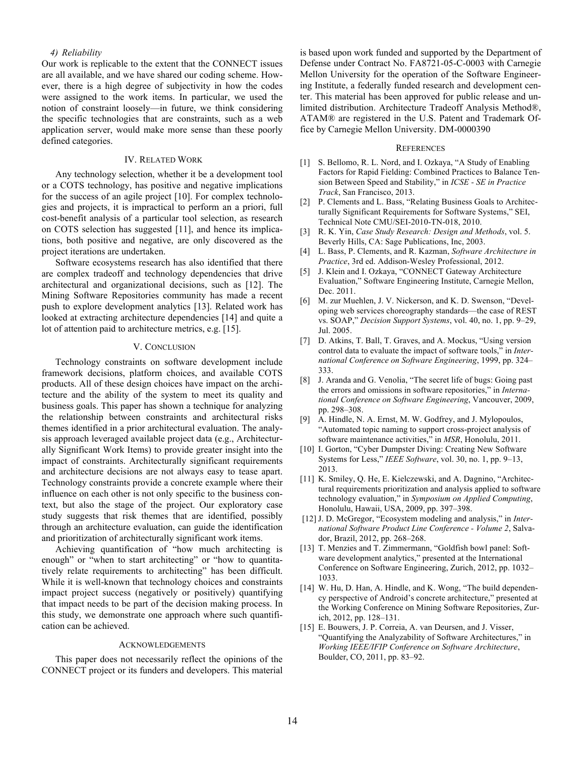#### 4) Reliability

Our work is replicable to the extent that the CONNECT issues are all available, and we have shared our coding scheme. However, there is a high degree of subjectivity in how the codes were assigned to the work items. In particular, we used the notion of constraint loosely—in future, we think considering the specific technologies that are constraints, such as a web application server, would make more sense than these poorly defined categories.

## IV. Related Work

Any technology selection, whether it be a development tool or a COTS technology, has positive and negative implications for the success of an agile project [10]. For complex technologies and projects, it is impractical to perform an a priori, full cost-benefit analysis of a particular tool selection, as research on COTS selection has suggested [11], and hence its implications, both positive and negative, are only discovered as the project iterations are undertaken.

Software ecosystems research has also identified that there are complex tradeoff and technology dependencies that drive architectural and organizational decisions, such as [12]. The Mining Software Repositories community has made a recent push to explore development analytics [13]. Related work has looked at extracting architecture dependencies [14] and quite a lot of attention paid to architecture metrics, e.g. [15].

## V. Conclusion

Technology constraints on software development include framework decisions, platform choices, and available COTS products. All of these design choices have impact on the architecture and the ability of the system to meet its quality and business goals. This paper has shown a technique for analyzing the relationship between constraints and architectural risks themes identified in a prior architectural evaluation. The analysis approach leveraged available project data (e.g., Architecturally Significant Work Items) to provide greater insight into the impact of constraints. Architecturally significant requirements and architecture decisions are not always easy to tease apart. Technology constraints provide a concrete example where their influence on each other is not only specific to the business context, but also the stage of the project. Our exploratory case study suggests that risk themes that are identified, possibly through an architecture evaluation, can guide the identification and prioritization of architecturally significant work items.

Achieving quantification of "how much architecting is enough" or "when to start architecting" or "how to quantitatively relate requirements to architecting" has been difficult. While it is well-known that technology choices and constraints impact project success (negatively or positively) quantifying that impact needs to be part of the decision making process. In this study, we demonstrate one approach where such quantification can be achieved.

## Acknowledgements

This paper does not necessarily reflect the opinions of the CONNECT project or its funders and developers. This material is based upon work funded and supported by the Department of Defense under Contract No. FA8721-05-C-0003 with Carnegie Mellon University for the operation of the Software Engineering Institute, a federally funded research and development center. This material has been approved for public release and unlimited distribution. Architecture Tradeoff Analysis Method®, ATAM® are registered in the U.S. Patent and Trademark Office by Carnegie Mellon University. DM-0000390

## References

[1] S. Bellomo, R. L. Nord, and I. Ozkaya, "A Study of Enabling Factors for Rapid Fielding: Combined Practices to Balance Tension Between Speed and Stability," in *ICSE - SE in Practice Track*, San Francisco, 2013.

[2] P. Clements and L. Bass, "Relating Business Goals to Architecturally Significant Requirements for Software Systems," SEI, Technical Note CMU/SEI-2010-TN-018, 2010.

[3] R. K. Yin, *Case Study Research: Design and Methods*, vol. 5. Beverly Hills, CA: Sage Publications, Inc, 2003.

[4] L. Bass, P. Clements, and R. Kazman, *Software Architecture in Practice*, 3rd ed. Addison-Wesley Professional, 2012.

[5] J. Klein and I. Ozkaya, "CONNECT Gateway Architecture Evaluation," Software Engineering Institute, Carnegie Mellon, Dec. 2011.

[6] M. zur Muehlen, J. V. Nickerson, and K. D. Swenson, "Developing web services choreography standards—the case of REST vs. SOAP," *Decision Support Systems*, vol. 40, no. 1, pp. 9–29, Jul. 2005.

[7] D. Atkins, T. Ball, T. Graves, and A. Mockus, "Using version control data to evaluate the impact of software tools," in *International Conference on Software Engineering*, 1999, pp. 324–333.

[8] J. Aranda and G. Venolia, "The secret life of bugs: Going past the errors and omissions in software repositories," in *International Conference on Software Engineering*, Vancouver, 2009, pp. 298–308.

[9] A. Hindle, N. A. Ernst, M. W. Godfrey, and J. Mylopoulos, "Automated topic naming to support cross-project analysis of software maintenance activities," in *MSR*, Honolulu, 2011.

[10] I. Gorton, "Cyber Dumpster Diving: Creating New Software Systems for Less," *IEEE Software*, vol. 30, no. 1, pp. 9–13, 2013.

[11] K. Smiley, Q. He, E. Kielczewski, and A. Dagnino, "Architectural requirements prioritization and analysis applied to software technology evaluation," in *Symposium on Applied Computing*, Honolulu, Hawaii, USA, 2009, pp. 397–398.

[12] J. D. McGregor, "Ecosystem modeling and analysis," in *International Software Product Line Conference - Volume 2*, Salvador, Brazil, 2012, pp. 268–268.

[13] T. Menzies and T. Zimmermann, "Goldfish bowl panel: Software development analytics," presented at the International Conference on Software Engineering, Zurich, 2012, pp. 1032–1033.

[14] W. Hu, D. Han, A. Hindle, and K. Wong, "The build dependency perspective of Android's concrete architecture," presented at the Working Conference on Mining Software Repositories, Zurich, 2012, pp. 128–131.

[15] E. Bouwers, J. P. Correia, A. van Deursen, and J. Visser, "Quantifying the Analyzability of Software Architectures," in *Working IEEE/IFIP Conference on Software Architecture*, Boulder, CO, 2011, pp. 83–92.